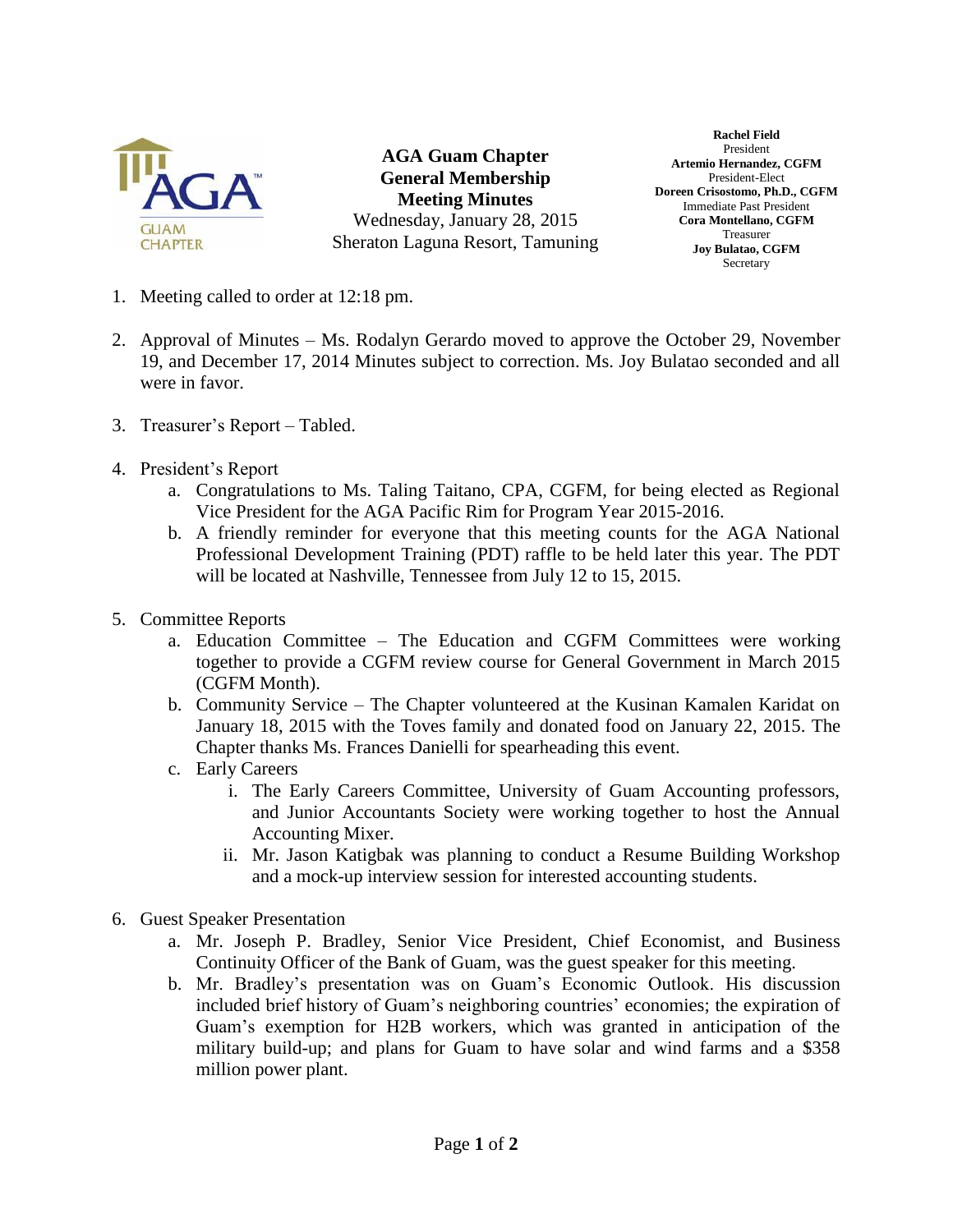# AGA Guam Chapter
## General Membership Meeting Minutes

Wednesday, January 28, 2015
Sheraton Laguna Resort, Tamuning

**Rachel Field**
President
**Artemio Hernandez, CGFM**
President-Elect
**Doreen Crisostomo, Ph.D., CGFM**
Immediate Past President
**Cora Montellano, CGFM**
Treasurer
**Joy Bulatao, CGFM**
Secretary

1. Meeting called to order at 12:18 pm.

2. Approval of Minutes – Ms. Rodalyn Gerardo moved to approve the October 29, November 19, and December 17, 2014 Minutes subject to correction. Ms. Joy Bulatao seconded and all were in favor.

3. Treasurer's Report – Tabled.

4. President's Report
   a. Congratulations to Ms. Taling Taitano, CPA, CGFM, for being elected as Regional Vice President for the AGA Pacific Rim for Program Year 2015-2016.
   b. A friendly reminder for everyone that this meeting counts for the AGA National Professional Development Training (PDT) raffle to be held later this year. The PDT will be located at Nashville, Tennessee from July 12 to 15, 2015.

5. Committee Reports
   a. Education Committee – The Education and CGFM Committees were working together to provide a CGFM review course for General Government in March 2015 (CGFM Month).
   b. Community Service – The Chapter volunteered at the Kusinan Kamalen Karidat on January 18, 2015 with the Toves family and donated food on January 22, 2015. The Chapter thanks Ms. Frances Danielli for spearheading this event.
   c. Early Careers
      i. The Early Careers Committee, University of Guam Accounting professors, and Junior Accountants Society were working together to host the Annual Accounting Mixer.
      ii. Mr. Jason Katigbak was planning to conduct a Resume Building Workshop and a mock-up interview session for interested accounting students.

6. Guest Speaker Presentation
   a. Mr. Joseph P. Bradley, Senior Vice President, Chief Economist, and Business Continuity Officer of the Bank of Guam, was the guest speaker for this meeting.
   b. Mr. Bradley's presentation was on Guam's Economic Outlook. His discussion included brief history of Guam's neighboring countries' economies; the expiration of Guam's exemption for H2B workers, which was granted in anticipation of the military build-up; and plans for Guam to have solar and wind farms and a $358 million power plant.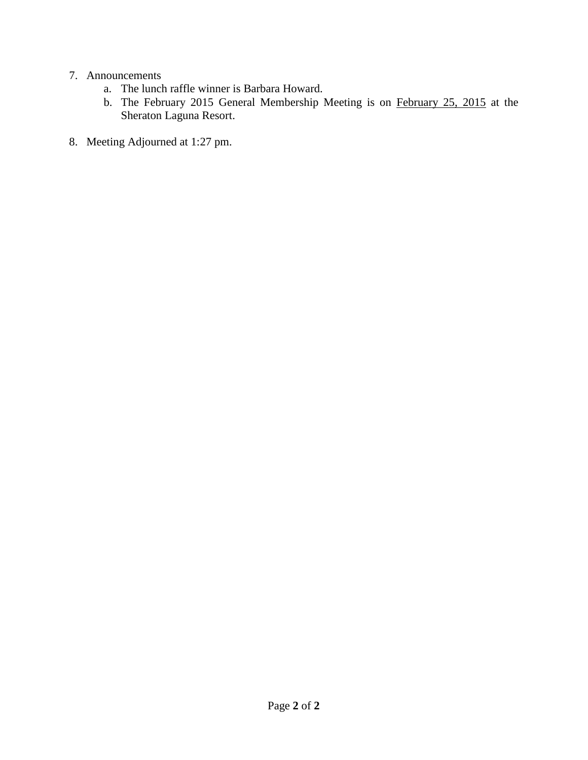7. Announcements
    a. The lunch raffle winner is Barbara Howard.
    b. The February 2015 General Membership Meeting is on <u>February 25, 2015</u> at the Sheraton Laguna Resort.

8. Meeting Adjourned at 1:27 pm.